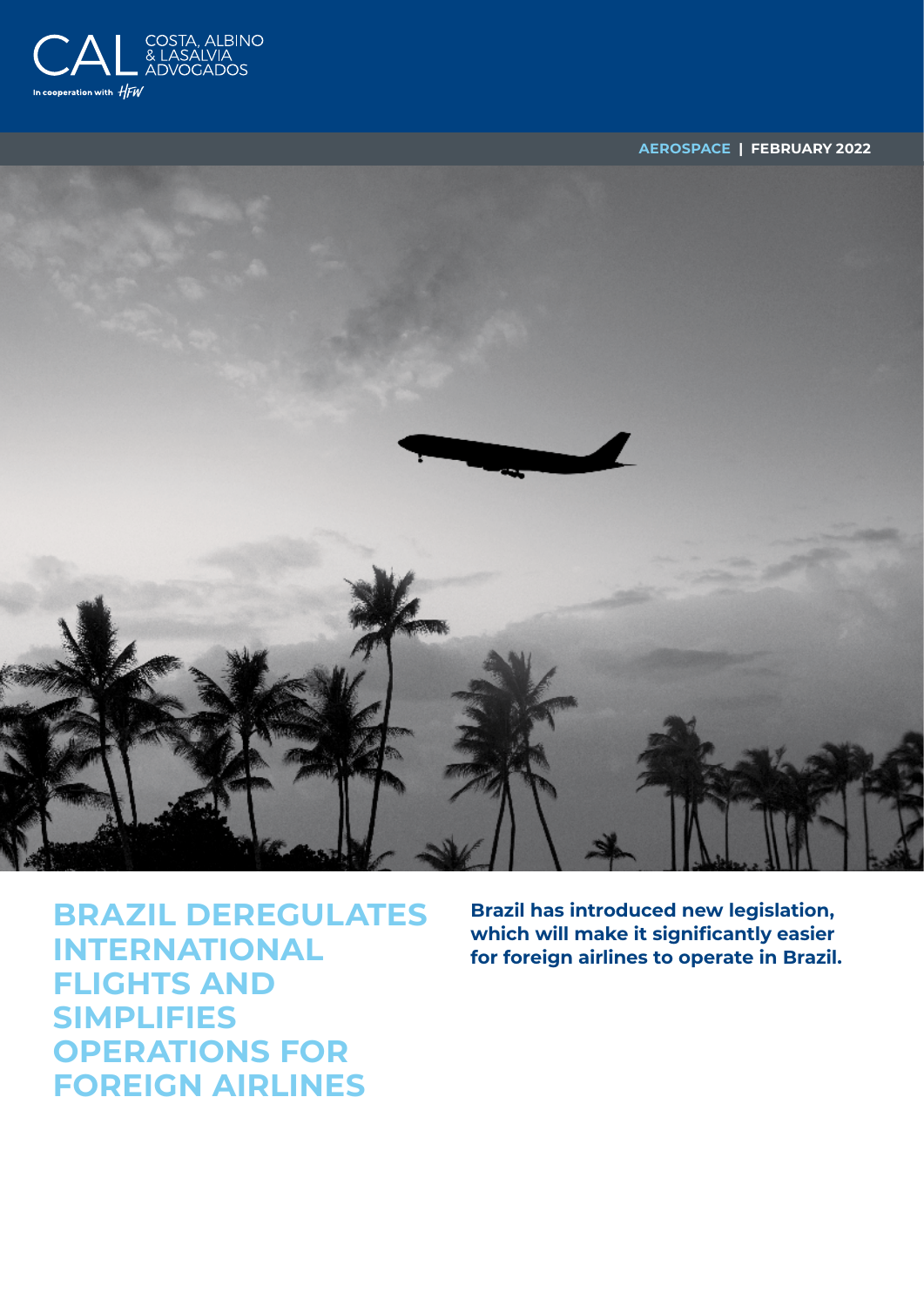COSTA, ALBINO & LASALVIA ADVOGADOS

In cooperation with HFW

AEROSPACE | FEBRUARY 2022

# BRAZIL DEREGULATES INTERNATIONAL FLIGHTS AND SIMPLIFIES OPERATIONS FOR FOREIGN AIRLINES

**Brazil has introduced new legislation, which will make it significantly easier for foreign airlines to operate in Brazil.**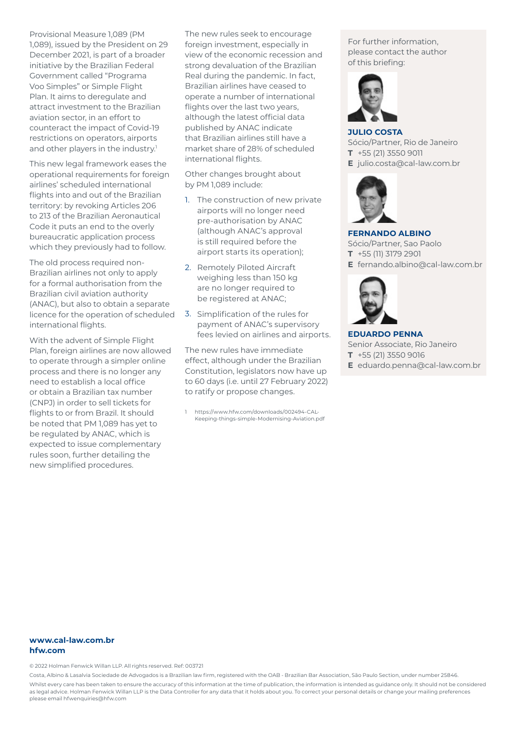Provisional Measure 1,089 (PM 1,089), issued by the President on 29 December 2021, is part of a broader initiative by the Brazilian Federal Government called "Programa Voo Simples" or Simple Flight Plan. It aims to deregulate and attract investment to the Brazilian aviation sector, in an effort to counteract the impact of Covid-19 restrictions on operators, airports and other players in the industry.[1]

This new legal framework eases the operational requirements for foreign airlines' scheduled international flights into and out of the Brazilian territory: by revoking Articles 206 to 213 of the Brazilian Aeronautical Code it puts an end to the overly bureaucratic application process which they previously had to follow.

The old process required non-Brazilian airlines not only to apply for a formal authorisation from the Brazilian civil aviation authority (ANAC), but also to obtain a separate licence for the operation of scheduled international flights.

With the advent of Simple Flight Plan, foreign airlines are now allowed to operate through a simpler online process and there is no longer any need to establish a local office or obtain a Brazilian tax number (CNPJ) in order to sell tickets for flights to or from Brazil. It should be noted that PM 1,089 has yet to be regulated by ANAC, which is expected to issue complementary rules soon, further detailing the new simplified procedures.

The new rules seek to encourage foreign investment, especially in view of the economic recession and strong devaluation of the Brazilian Real during the pandemic. In fact, Brazilian airlines have ceased to operate a number of international flights over the last two years, although the latest official data published by ANAC indicate that Brazilian airlines still have a market share of 28% of scheduled international flights.

Other changes brought about by PM 1,089 include:

1. The construction of new private airports will no longer need pre-authorisation by ANAC (although ANAC's approval is still required before the airport starts its operation);
2. Remotely Piloted Aircraft weighing less than 150 kg are no longer required to be registered at ANAC;
3. Simplification of the rules for payment of ANAC's supervisory fees levied on airlines and airports.

The new rules have immediate effect, although under the Brazilian Constitution, legislators now have up to 60 days (i.e. until 27 February 2022) to ratify or propose changes.

[1] https://www.hfw.com/downloads/002494-CAL-Keeping-things-simple-Modernising-Aviation.pdf

For further information, please contact the author of this briefing:

**JULIO COSTA**
Sócio/Partner, Rio de Janeiro
**T** +55 (21) 3550 9011
**E** julio.costa@cal-law.com.br

**FERNANDO ALBINO**
Sócio/Partner, Sao Paolo
**T** +55 (11) 3179 2901
**E** fernando.albino@cal-law.com.br

**EDUARDO PENNA**
Senior Associate, Rio Janeiro
**T** +55 (21) 3550 9016
**E** eduardo.penna@cal-law.com.br

**www.cal-law.com.br**
**hfw.com**

© 2022 Holman Fenwick Willan LLP. All rights reserved. Ref: 003721

Costa, Albino & Lasalvia Sociedade de Advogados is a Brazilian law firm, registered with the OAB - Brazilian Bar Association, São Paulo Section, under number 25846.

Whilst every care has been taken to ensure the accuracy of this information at the time of publication, the information is intended as guidance only. It should not be considered as legal advice. Holman Fenwick Willan LLP is the Data Controller for any data that it holds about you. To correct your personal details or change your mailing preferences please email hfwenquiries@hfw.com